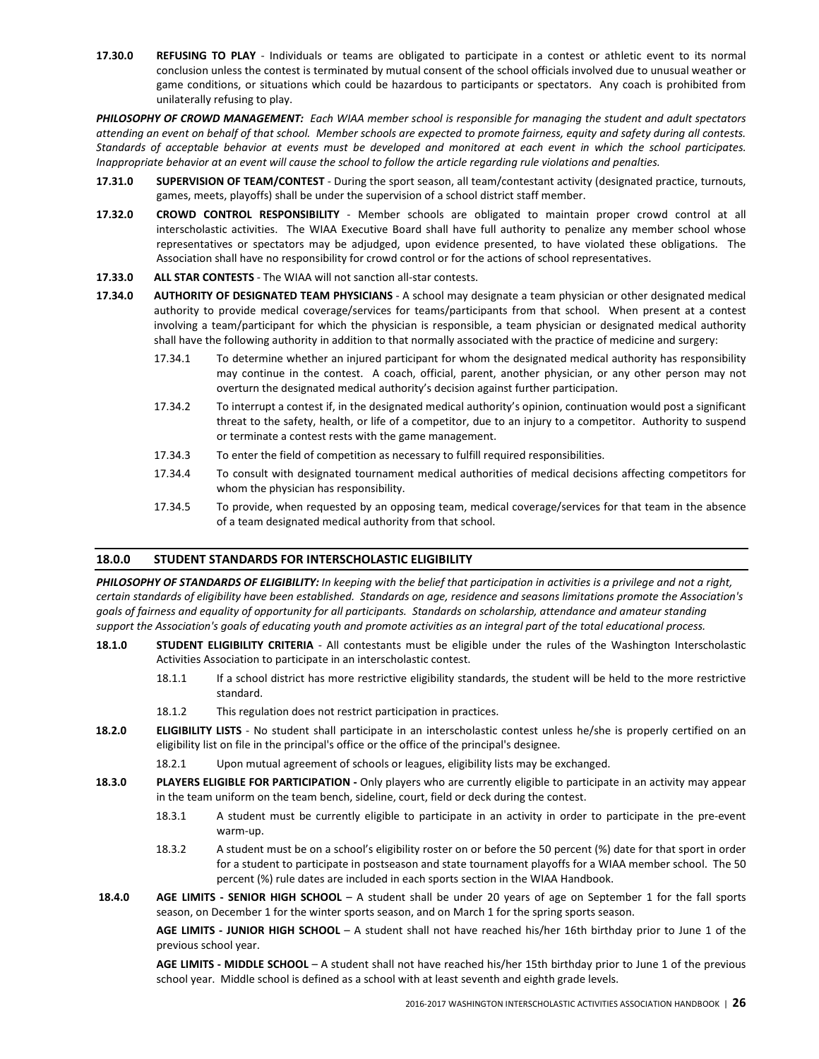**17.30.0** **REFUSING TO PLAY** - Individuals or teams are obligated to participate in a contest or athletic event to its normal conclusion unless the contest is terminated by mutual consent of the school officials involved due to unusual weather or game conditions, or situations which could be hazardous to participants or spectators. Any coach is prohibited from unilaterally refusing to play.

***PHILOSOPHY OF CROWD MANAGEMENT:*** *Each WIAA member school is responsible for managing the student and adult spectators attending an event on behalf of that school. Member schools are expected to promote fairness, equity and safety during all contests. Standards of acceptable behavior at events must be developed and monitored at each event in which the school participates. Inappropriate behavior at an event will cause the school to follow the article regarding rule violations and penalties.*

**17.31.0** **SUPERVISION OF TEAM/CONTEST** - During the sport season, all team/contestant activity (designated practice, turnouts, games, meets, playoffs) shall be under the supervision of a school district staff member.

**17.32.0** **CROWD CONTROL RESPONSIBILITY** - Member schools are obligated to maintain proper crowd control at all interscholastic activities. The WIAA Executive Board shall have full authority to penalize any member school whose representatives or spectators may be adjudged, upon evidence presented, to have violated these obligations. The Association shall have no responsibility for crowd control or for the actions of school representatives.

**17.33.0** **ALL STAR CONTESTS** - The WIAA will not sanction all-star contests.

**17.34.0** **AUTHORITY OF DESIGNATED TEAM PHYSICIANS** - A school may designate a team physician or other designated medical authority to provide medical coverage/services for teams/participants from that school. When present at a contest involving a team/participant for which the physician is responsible, a team physician or designated medical authority shall have the following authority in addition to that normally associated with the practice of medicine and surgery:

- 17.34.1 To determine whether an injured participant for whom the designated medical authority has responsibility may continue in the contest. A coach, official, parent, another physician, or any other person may not overturn the designated medical authority's decision against further participation.
- 17.34.2 To interrupt a contest if, in the designated medical authority's opinion, continuation would post a significant threat to the safety, health, or life of a competitor, due to an injury to a competitor. Authority to suspend or terminate a contest rests with the game management.
- 17.34.3 To enter the field of competition as necessary to fulfill required responsibilities.
- 17.34.4 To consult with designated tournament medical authorities of medical decisions affecting competitors for whom the physician has responsibility.
- 17.34.5 To provide, when requested by an opposing team, medical coverage/services for that team in the absence of a team designated medical authority from that school.

## 18.0.0 STUDENT STANDARDS FOR INTERSCHOLASTIC ELIGIBILITY

***PHILOSOPHY OF STANDARDS OF ELIGIBILITY:*** *In keeping with the belief that participation in activities is a privilege and not a right, certain standards of eligibility have been established. Standards on age, residence and seasons limitations promote the Association's goals of fairness and equality of opportunity for all participants. Standards on scholarship, attendance and amateur standing support the Association's goals of educating youth and promote activities as an integral part of the total educational process.*

**18.1.0** **STUDENT ELIGIBILITY CRITERIA** - All contestants must be eligible under the rules of the Washington Interscholastic Activities Association to participate in an interscholastic contest.

- 18.1.1 If a school district has more restrictive eligibility standards, the student will be held to the more restrictive standard.
- 18.1.2 This regulation does not restrict participation in practices.

**18.2.0** **ELIGIBILITY LISTS** - No student shall participate in an interscholastic contest unless he/she is properly certified on an eligibility list on file in the principal's office or the office of the principal's designee.

- 18.2.1 Upon mutual agreement of schools or leagues, eligibility lists may be exchanged.

**18.3.0** **PLAYERS ELIGIBLE FOR PARTICIPATION -** Only players who are currently eligible to participate in an activity may appear in the team uniform on the team bench, sideline, court, field or deck during the contest.

- 18.3.1 A student must be currently eligible to participate in an activity in order to participate in the pre-event warm-up.
- 18.3.2 A student must be on a school's eligibility roster on or before the 50 percent (%) date for that sport in order for a student to participate in postseason and state tournament playoffs for a WIAA member school. The 50 percent (%) rule dates are included in each sports section in the WIAA Handbook.

**18.4.0** **AGE LIMITS - SENIOR HIGH SCHOOL** – A student shall be under 20 years of age on September 1 for the fall sports season, on December 1 for the winter sports season, and on March 1 for the spring sports season.

**AGE LIMITS - JUNIOR HIGH SCHOOL** – A student shall not have reached his/her 16th birthday prior to June 1 of the previous school year.

**AGE LIMITS - MIDDLE SCHOOL** – A student shall not have reached his/her 15th birthday prior to June 1 of the previous school year. Middle school is defined as a school with at least seventh and eighth grade levels.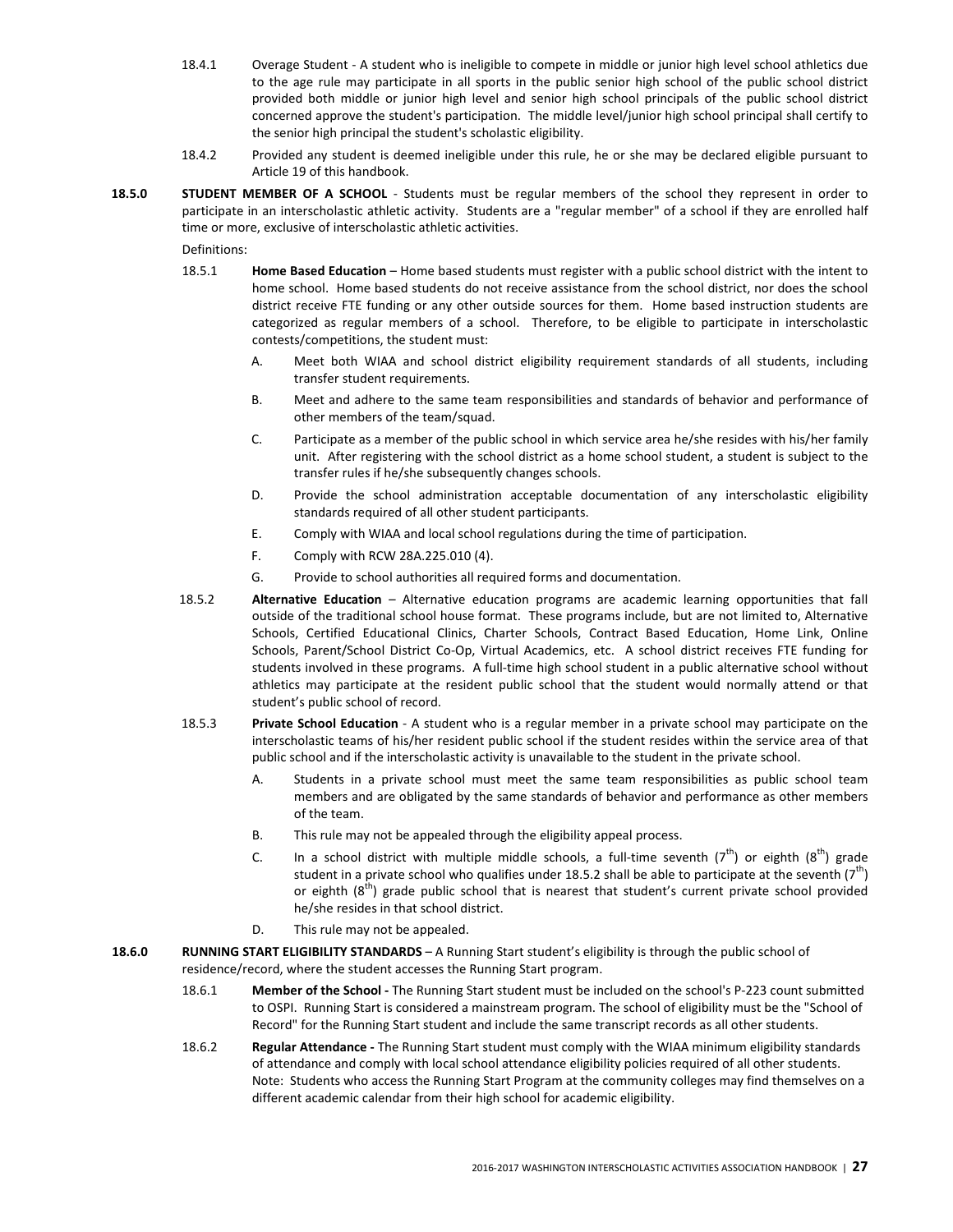18.4.1 Overage Student - A student who is ineligible to compete in middle or junior high level school athletics due to the age rule may participate in all sports in the public senior high school of the public school district provided both middle or junior high level and senior high school principals of the public school district concerned approve the student's participation. The middle level/junior high school principal shall certify to the senior high principal the student's scholastic eligibility.

18.4.2 Provided any student is deemed ineligible under this rule, he or she may be declared eligible pursuant to Article 19 of this handbook.

**18.5.0 STUDENT MEMBER OF A SCHOOL** - Students must be regular members of the school they represent in order to participate in an interscholastic athletic activity. Students are a "regular member" of a school if they are enrolled half time or more, exclusive of interscholastic athletic activities.

Definitions:

18.5.1 **Home Based Education** – Home based students must register with a public school district with the intent to home school. Home based students do not receive assistance from the school district, nor does the school district receive FTE funding or any other outside sources for them. Home based instruction students are categorized as regular members of a school. Therefore, to be eligible to participate in interscholastic contests/competitions, the student must:

- A. Meet both WIAA and school district eligibility requirement standards of all students, including transfer student requirements.
- B. Meet and adhere to the same team responsibilities and standards of behavior and performance of other members of the team/squad.
- C. Participate as a member of the public school in which service area he/she resides with his/her family unit. After registering with the school district as a home school student, a student is subject to the transfer rules if he/she subsequently changes schools.
- D. Provide the school administration acceptable documentation of any interscholastic eligibility standards required of all other student participants.
- E. Comply with WIAA and local school regulations during the time of participation.
- F. Comply with RCW 28A.225.010 (4).
- G. Provide to school authorities all required forms and documentation.

18.5.2 **Alternative Education** – Alternative education programs are academic learning opportunities that fall outside of the traditional school house format. These programs include, but are not limited to, Alternative Schools, Certified Educational Clinics, Charter Schools, Contract Based Education, Home Link, Online Schools, Parent/School District Co-Op, Virtual Academics, etc. A school district receives FTE funding for students involved in these programs. A full-time high school student in a public alternative school without athletics may participate at the resident public school that the student would normally attend or that student's public school of record.

18.5.3 **Private School Education** - A student who is a regular member in a private school may participate on the interscholastic teams of his/her resident public school if the student resides within the service area of that public school and if the interscholastic activity is unavailable to the student in the private school.

- A. Students in a private school must meet the same team responsibilities as public school team members and are obligated by the same standards of behavior and performance as other members of the team.
- B. This rule may not be appealed through the eligibility appeal process.
- C. In a school district with multiple middle schools, a full-time seventh ($7^{th}$) or eighth ($8^{th}$) grade student in a private school who qualifies under 18.5.2 shall be able to participate at the seventh ($7^{th}$) or eighth ($8^{th}$) grade public school that is nearest that student's current private school provided he/she resides in that school district.
- D. This rule may not be appealed.

**18.6.0 RUNNING START ELIGIBILITY STANDARDS** – A Running Start student's eligibility is through the public school of residence/record, where the student accesses the Running Start program.

18.6.1 **Member of the School -** The Running Start student must be included on the school's P-223 count submitted to OSPI. Running Start is considered a mainstream program. The school of eligibility must be the "School of Record" for the Running Start student and include the same transcript records as all other students.

18.6.2 **Regular Attendance -** The Running Start student must comply with the WIAA minimum eligibility standards of attendance and comply with local school attendance eligibility policies required of all other students. Note: Students who access the Running Start Program at the community colleges may find themselves on a different academic calendar from their high school for academic eligibility.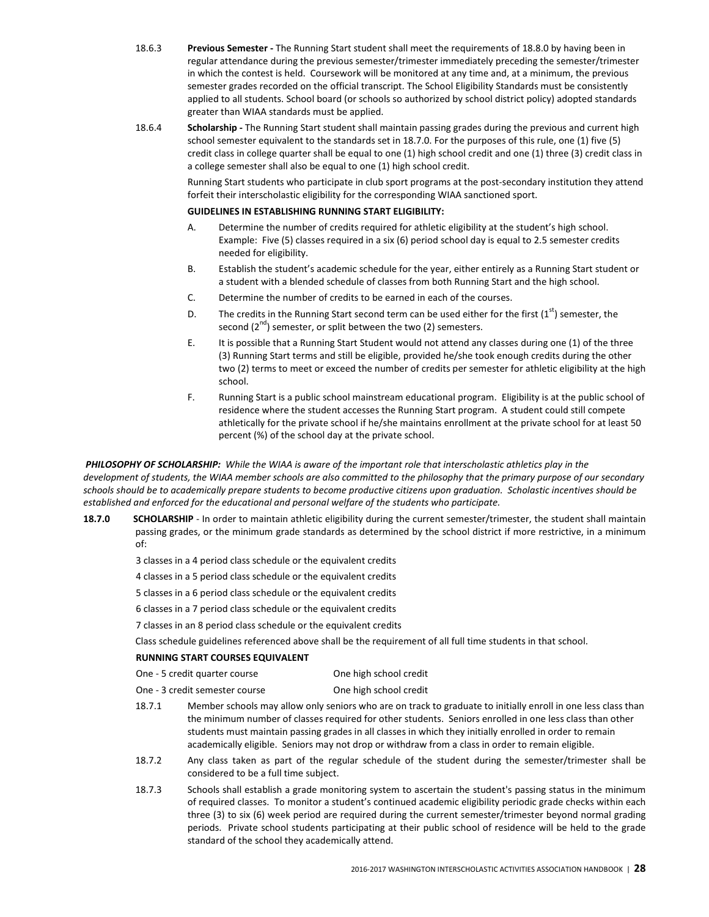18.6.3 **Previous Semester -** The Running Start student shall meet the requirements of 18.8.0 by having been in regular attendance during the previous semester/trimester immediately preceding the semester/trimester in which the contest is held. Coursework will be monitored at any time and, at a minimum, the previous semester grades recorded on the official transcript. The School Eligibility Standards must be consistently applied to all students. School board (or schools so authorized by school district policy) adopted standards greater than WIAA standards must be applied.

18.6.4 **Scholarship -** The Running Start student shall maintain passing grades during the previous and current high school semester equivalent to the standards set in 18.7.0. For the purposes of this rule, one (1) five (5) credit class in college quarter shall be equal to one (1) high school credit and one (1) three (3) credit class in a college semester shall also be equal to one (1) high school credit.

Running Start students who participate in club sport programs at the post-secondary institution they attend forfeit their interscholastic eligibility for the corresponding WIAA sanctioned sport.

**GUIDELINES IN ESTABLISHING RUNNING START ELIGIBILITY:**

A. Determine the number of credits required for athletic eligibility at the student's high school. Example: Five (5) classes required in a six (6) period school day is equal to 2.5 semester credits needed for eligibility.

B. Establish the student's academic schedule for the year, either entirely as a Running Start student or a student with a blended schedule of classes from both Running Start and the high school.

C. Determine the number of credits to be earned in each of the courses.

D. The credits in the Running Start second term can be used either for the first (1st) semester, the second (2nd) semester, or split between the two (2) semesters.

E. It is possible that a Running Start Student would not attend any classes during one (1) of the three (3) Running Start terms and still be eligible, provided he/she took enough credits during the other two (2) terms to meet or exceed the number of credits per semester for athletic eligibility at the high school.

F. Running Start is a public school mainstream educational program. Eligibility is at the public school of residence where the student accesses the Running Start program. A student could still compete athletically for the private school if he/she maintains enrollment at the private school for at least 50 percent (%) of the school day at the private school.

***PHILOSOPHY OF SCHOLARSHIP:*** *While the WIAA is aware of the important role that interscholastic athletics play in the development of students, the WIAA member schools are also committed to the philosophy that the primary purpose of our secondary schools should be to academically prepare students to become productive citizens upon graduation. Scholastic incentives should be established and enforced for the educational and personal welfare of the students who participate.*

**18.7.0 SCHOLARSHIP** - In order to maintain athletic eligibility during the current semester/trimester, the student shall maintain passing grades, or the minimum grade standards as determined by the school district if more restrictive, in a minimum of:

3 classes in a 4 period class schedule or the equivalent credits

4 classes in a 5 period class schedule or the equivalent credits

5 classes in a 6 period class schedule or the equivalent credits

6 classes in a 7 period class schedule or the equivalent credits

7 classes in an 8 period class schedule or the equivalent credits

Class schedule guidelines referenced above shall be the requirement of all full time students in that school.

**RUNNING START COURSES EQUIVALENT**

| | |
|---|---|
| One - 5 credit quarter course | One high school credit |
| One - 3 credit semester course | One high school credit |

18.7.1 Member schools may allow only seniors who are on track to graduate to initially enroll in one less class than the minimum number of classes required for other students. Seniors enrolled in one less class than other students must maintain passing grades in all classes in which they initially enrolled in order to remain academically eligible. Seniors may not drop or withdraw from a class in order to remain eligible.

18.7.2 Any class taken as part of the regular schedule of the student during the semester/trimester shall be considered to be a full time subject.

18.7.3 Schools shall establish a grade monitoring system to ascertain the student's passing status in the minimum of required classes. To monitor a student's continued academic eligibility periodic grade checks within each three (3) to six (6) week period are required during the current semester/trimester beyond normal grading periods. Private school students participating at their public school of residence will be held to the grade standard of the school they academically attend.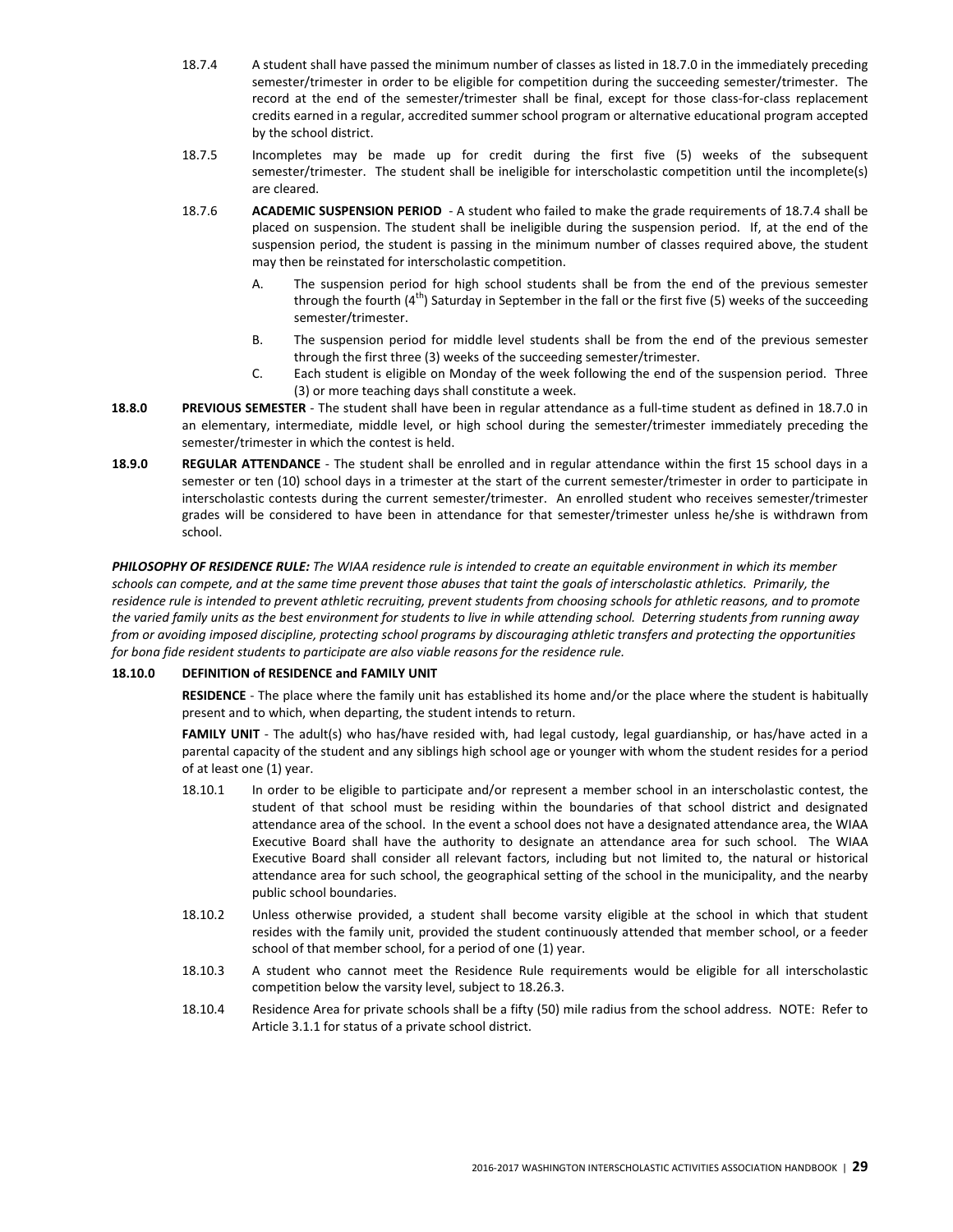18.7.4 A student shall have passed the minimum number of classes as listed in 18.7.0 in the immediately preceding semester/trimester in order to be eligible for competition during the succeeding semester/trimester. The record at the end of the semester/trimester shall be final, except for those class-for-class replacement credits earned in a regular, accredited summer school program or alternative educational program accepted by the school district.

18.7.5 Incompletes may be made up for credit during the first five (5) weeks of the subsequent semester/trimester. The student shall be ineligible for interscholastic competition until the incomplete(s) are cleared.

18.7.6 **ACADEMIC SUSPENSION PERIOD** - A student who failed to make the grade requirements of 18.7.4 shall be placed on suspension. The student shall be ineligible during the suspension period. If, at the end of the suspension period, the student is passing in the minimum number of classes required above, the student may then be reinstated for interscholastic competition.

- A. The suspension period for high school students shall be from the end of the previous semester through the fourth (4th) Saturday in September in the fall or the first five (5) weeks of the succeeding semester/trimester.
- B. The suspension period for middle level students shall be from the end of the previous semester through the first three (3) weeks of the succeeding semester/trimester.
- C. Each student is eligible on Monday of the week following the end of the suspension period. Three (3) or more teaching days shall constitute a week.

**18.8.0 PREVIOUS SEMESTER** - The student shall have been in regular attendance as a full-time student as defined in 18.7.0 in an elementary, intermediate, middle level, or high school during the semester/trimester immediately preceding the semester/trimester in which the contest is held.

**18.9.0 REGULAR ATTENDANCE** - The student shall be enrolled and in regular attendance within the first 15 school days in a semester or ten (10) school days in a trimester at the start of the current semester/trimester in order to participate in interscholastic contests during the current semester/trimester. An enrolled student who receives semester/trimester grades will be considered to have been in attendance for that semester/trimester unless he/she is withdrawn from school.

***PHILOSOPHY OF RESIDENCE RULE:*** *The WIAA residence rule is intended to create an equitable environment in which its member schools can compete, and at the same time prevent those abuses that taint the goals of interscholastic athletics. Primarily, the residence rule is intended to prevent athletic recruiting, prevent students from choosing schools for athletic reasons, and to promote the varied family units as the best environment for students to live in while attending school. Deterring students from running away from or avoiding imposed discipline, protecting school programs by discouraging athletic transfers and protecting the opportunities for bona fide resident students to participate are also viable reasons for the residence rule.*

**18.10.0 DEFINITION of RESIDENCE and FAMILY UNIT**

**RESIDENCE** - The place where the family unit has established its home and/or the place where the student is habitually present and to which, when departing, the student intends to return.

**FAMILY UNIT** - The adult(s) who has/have resided with, had legal custody, legal guardianship, or has/have acted in a parental capacity of the student and any siblings high school age or younger with whom the student resides for a period of at least one (1) year.

18.10.1 In order to be eligible to participate and/or represent a member school in an interscholastic contest, the student of that school must be residing within the boundaries of that school district and designated attendance area of the school. In the event a school does not have a designated attendance area, the WIAA Executive Board shall have the authority to designate an attendance area for such school. The WIAA Executive Board shall consider all relevant factors, including but not limited to, the natural or historical attendance area for such school, the geographical setting of the school in the municipality, and the nearby public school boundaries.

18.10.2 Unless otherwise provided, a student shall become varsity eligible at the school in which that student resides with the family unit, provided the student continuously attended that member school, or a feeder school of that member school, for a period of one (1) year.

18.10.3 A student who cannot meet the Residence Rule requirements would be eligible for all interscholastic competition below the varsity level, subject to 18.26.3.

18.10.4 Residence Area for private schools shall be a fifty (50) mile radius from the school address. NOTE: Refer to Article 3.1.1 for status of a private school district.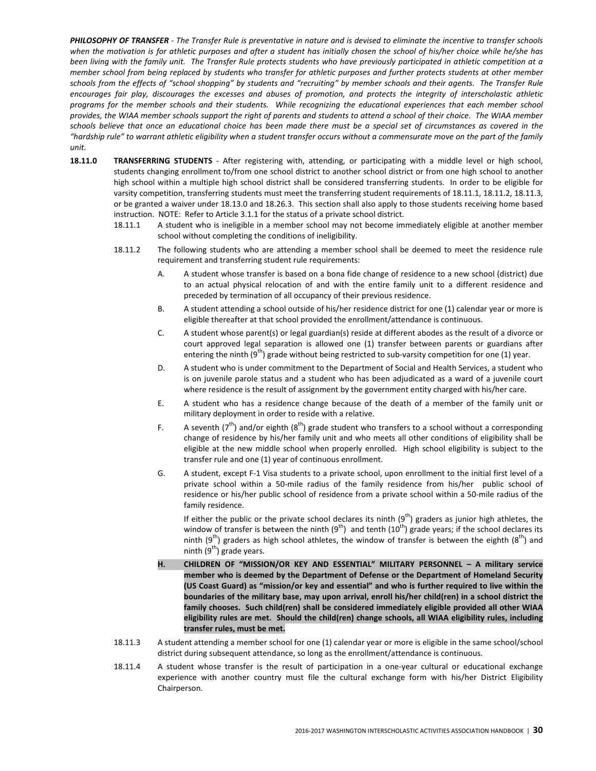***PHILOSOPHY OF TRANSFER*** *- The Transfer Rule is preventative in nature and is devised to eliminate the incentive to transfer schools when the motivation is for athletic purposes and after a student has initially chosen the school of his/her choice while he/she has been living with the family unit. The Transfer Rule protects students who have previously participated in athletic competition at a member school from being replaced by students who transfer for athletic purposes and further protects students at other member schools from the effects of "school shopping" by students and "recruiting" by member schools and their agents. The Transfer Rule encourages fair play, discourages the excesses and abuses of promotion, and protects the integrity of interscholastic athletic programs for the member schools and their students. While recognizing the educational experiences that each member school provides, the WIAA member schools support the right of parents and students to attend a school of their choice. The WIAA member schools believe that once an educational choice has been made there must be a special set of circumstances as covered in the "hardship rule" to warrant athletic eligibility when a student transfer occurs without a commensurate move on the part of the family unit.*

**18.11.0 TRANSFERRING STUDENTS** - After registering with, attending, or participating with a middle level or high school, students changing enrollment to/from one school district to another school district or from one high school to another high school within a multiple high school district shall be considered transferring students. In order to be eligible for varsity competition, transferring students must meet the transferring student requirements of 18.11.1, 18.11.2, 18.11.3, or be granted a waiver under 18.13.0 and 18.26.3. This section shall also apply to those students receiving home based instruction. NOTE: Refer to Article 3.1.1 for the status of a private school district.

18.11.1 A student who is ineligible in a member school may not become immediately eligible at another member school without completing the conditions of ineligibility.

18.11.2 The following students who are attending a member school shall be deemed to meet the residence rule requirement and transferring student rule requirements:

A. A student whose transfer is based on a bona fide change of residence to a new school (district) due to an actual physical relocation of and with the entire family unit to a different residence and preceded by termination of all occupancy of their previous residence.

B. A student attending a school outside of his/her residence district for one (1) calendar year or more is eligible thereafter at that school provided the enrollment/attendance is continuous.

C. A student whose parent(s) or legal guardian(s) reside at different abodes as the result of a divorce or court approved legal separation is allowed one (1) transfer between parents or guardians after entering the ninth (9th) grade without being restricted to sub-varsity competition for one (1) year.

D. A student who is under commitment to the Department of Social and Health Services, a student who is on juvenile parole status and a student who has been adjudicated as a ward of a juvenile court where residence is the result of assignment by the government entity charged with his/her care.

E. A student who has a residence change because of the death of a member of the family unit or military deployment in order to reside with a relative.

F. A seventh (7th) and/or eighth (8th) grade student who transfers to a school without a corresponding change of residence by his/her family unit and who meets all other conditions of eligibility shall be eligible at the new middle school when properly enrolled. High school eligibility is subject to the transfer rule and one (1) year of continuous enrollment.

G. A student, except F-1 Visa students to a private school, upon enrollment to the initial first level of a private school within a 50-mile radius of the family residence from his/her public school of residence or his/her public school of residence from a private school within a 50-mile radius of the family residence.

If either the public or the private school declares its ninth (9th) graders as junior high athletes, the window of transfer is between the ninth (9th) and tenth (10th) grade years; if the school declares its ninth (9th) graders as high school athletes, the window of transfer is between the eighth (8th) and ninth (9th) grade years.

**H. CHILDREN OF "MISSION/OR KEY AND ESSENTIAL" MILITARY PERSONNEL – A military service member who is deemed by the Department of Defense or the Department of Homeland Security (US Coast Guard) as "mission/or key and essential" and who is further required to live within the boundaries of the military base, may upon arrival, enroll his/her child(ren) in a school district the family chooses. Such child(ren) shall be considered immediately eligible provided all other WIAA eligibility rules are met. Should the child(ren) change schools, all WIAA eligibility rules, including transfer rules, must be met.**

18.11.3 A student attending a member school for one (1) calendar year or more is eligible in the same school/school district during subsequent attendance, so long as the enrollment/attendance is continuous.

18.11.4 A student whose transfer is the result of participation in a one-year cultural or educational exchange experience with another country must file the cultural exchange form with his/her District Eligibility Chairperson.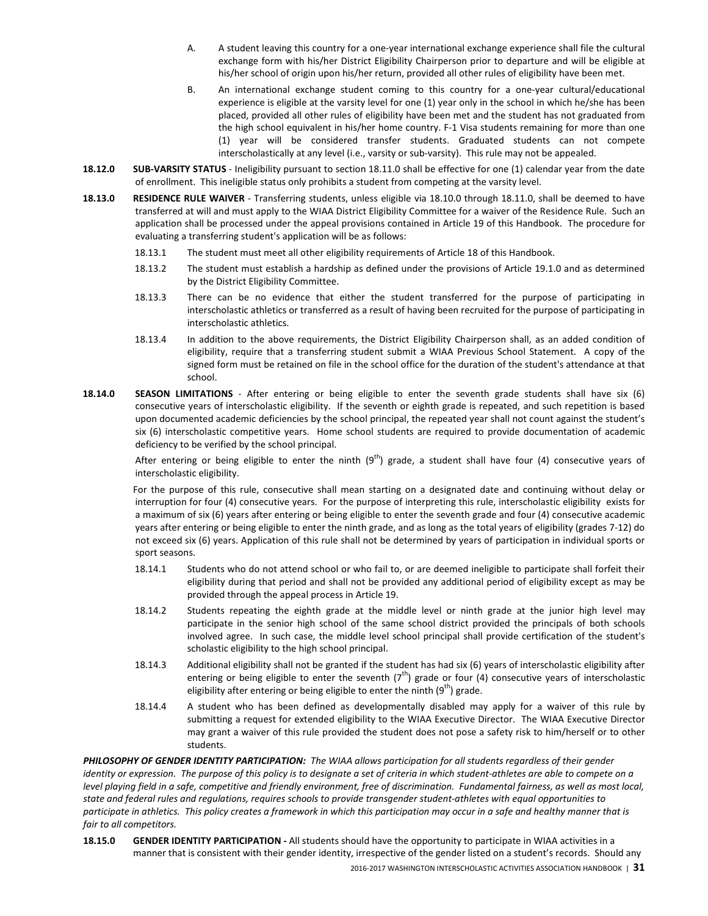A. A student leaving this country for a one-year international exchange experience shall file the cultural exchange form with his/her District Eligibility Chairperson prior to departure and will be eligible at his/her school of origin upon his/her return, provided all other rules of eligibility have been met.

B. An international exchange student coming to this country for a one-year cultural/educational experience is eligible at the varsity level for one (1) year only in the school in which he/she has been placed, provided all other rules of eligibility have been met and the student has not graduated from the high school equivalent in his/her home country. F-1 Visa students remaining for more than one (1) year will be considered transfer students. Graduated students can not compete interscholastically at any level (i.e., varsity or sub-varsity). This rule may not be appealed.

**18.12.0 SUB-VARSITY STATUS** - Ineligibility pursuant to section 18.11.0 shall be effective for one (1) calendar year from the date of enrollment. This ineligible status only prohibits a student from competing at the varsity level.

**18.13.0 RESIDENCE RULE WAIVER** - Transferring students, unless eligible via 18.10.0 through 18.11.0, shall be deemed to have transferred at will and must apply to the WIAA District Eligibility Committee for a waiver of the Residence Rule. Such an application shall be processed under the appeal provisions contained in Article 19 of this Handbook. The procedure for evaluating a transferring student's application will be as follows:

18.13.1 The student must meet all other eligibility requirements of Article 18 of this Handbook.

18.13.2 The student must establish a hardship as defined under the provisions of Article 19.1.0 and as determined by the District Eligibility Committee.

18.13.3 There can be no evidence that either the student transferred for the purpose of participating in interscholastic athletics or transferred as a result of having been recruited for the purpose of participating in interscholastic athletics.

18.13.4 In addition to the above requirements, the District Eligibility Chairperson shall, as an added condition of eligibility, require that a transferring student submit a WIAA Previous School Statement. A copy of the signed form must be retained on file in the school office for the duration of the student's attendance at that school.

**18.14.0 SEASON LIMITATIONS** - After entering or being eligible to enter the seventh grade students shall have six (6) consecutive years of interscholastic eligibility. If the seventh or eighth grade is repeated, and such repetition is based upon documented academic deficiencies by the school principal, the repeated year shall not count against the student's six (6) interscholastic competitive years. Home school students are required to provide documentation of academic deficiency to be verified by the school principal.

After entering or being eligible to enter the ninth (9th) grade, a student shall have four (4) consecutive years of interscholastic eligibility.

For the purpose of this rule, consecutive shall mean starting on a designated date and continuing without delay or interruption for four (4) consecutive years. For the purpose of interpreting this rule, interscholastic eligibility exists for a maximum of six (6) years after entering or being eligible to enter the seventh grade and four (4) consecutive academic years after entering or being eligible to enter the ninth grade, and as long as the total years of eligibility (grades 7-12) do not exceed six (6) years. Application of this rule shall not be determined by years of participation in individual sports or sport seasons.

18.14.1 Students who do not attend school or who fail to, or are deemed ineligible to participate shall forfeit their eligibility during that period and shall not be provided any additional period of eligibility except as may be provided through the appeal process in Article 19.

18.14.2 Students repeating the eighth grade at the middle level or ninth grade at the junior high level may participate in the senior high school of the same school district provided the principals of both schools involved agree. In such case, the middle level school principal shall provide certification of the student's scholastic eligibility to the high school principal.

18.14.3 Additional eligibility shall not be granted if the student has had six (6) years of interscholastic eligibility after entering or being eligible to enter the seventh (7th) grade or four (4) consecutive years of interscholastic eligibility after entering or being eligible to enter the ninth (9th) grade.

18.14.4 A student who has been defined as developmentally disabled may apply for a waiver of this rule by submitting a request for extended eligibility to the WIAA Executive Director. The WIAA Executive Director may grant a waiver of this rule provided the student does not pose a safety risk to him/herself or to other students.

***PHILOSOPHY OF GENDER IDENTITY PARTICIPATION:*** *The WIAA allows participation for all students regardless of their gender identity or expression. The purpose of this policy is to designate a set of criteria in which student-athletes are able to compete on a level playing field in a safe, competitive and friendly environment, free of discrimination. Fundamental fairness, as well as most local, state and federal rules and regulations, requires schools to provide transgender student-athletes with equal opportunities to participate in athletics. This policy creates a framework in which this participation may occur in a safe and healthy manner that is fair to all competitors.*

**18.15.0 GENDER IDENTITY PARTICIPATION -** All students should have the opportunity to participate in WIAA activities in a manner that is consistent with their gender identity, irrespective of the gender listed on a student's records. Should any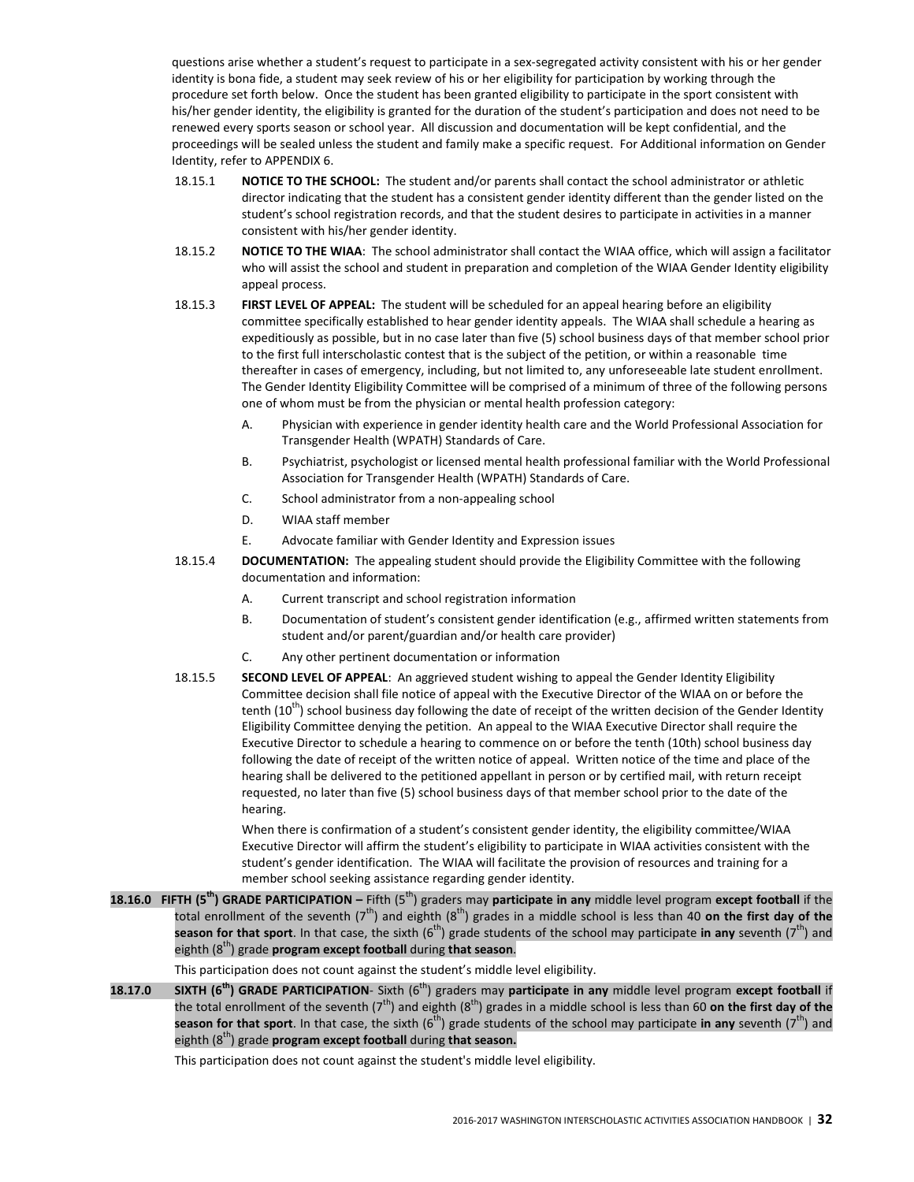questions arise whether a student's request to participate in a sex-segregated activity consistent with his or her gender identity is bona fide, a student may seek review of his or her eligibility for participation by working through the procedure set forth below. Once the student has been granted eligibility to participate in the sport consistent with his/her gender identity, the eligibility is granted for the duration of the student's participation and does not need to be renewed every sports season or school year. All discussion and documentation will be kept confidential, and the proceedings will be sealed unless the student and family make a specific request. For Additional information on Gender Identity, refer to APPENDIX 6.

18.15.1 **NOTICE TO THE SCHOOL:** The student and/or parents shall contact the school administrator or athletic director indicating that the student has a consistent gender identity different than the gender listed on the student's school registration records, and that the student desires to participate in activities in a manner consistent with his/her gender identity.

18.15.2 **NOTICE TO THE WIAA**: The school administrator shall contact the WIAA office, which will assign a facilitator who will assist the school and student in preparation and completion of the WIAA Gender Identity eligibility appeal process.

18.15.3 **FIRST LEVEL OF APPEAL:** The student will be scheduled for an appeal hearing before an eligibility committee specifically established to hear gender identity appeals. The WIAA shall schedule a hearing as expeditiously as possible, but in no case later than five (5) school business days of that member school prior to the first full interscholastic contest that is the subject of the petition, or within a reasonable time thereafter in cases of emergency, including, but not limited to, any unforeseeable late student enrollment. The Gender Identity Eligibility Committee will be comprised of a minimum of three of the following persons one of whom must be from the physician or mental health profession category:

A. Physician with experience in gender identity health care and the World Professional Association for Transgender Health (WPATH) Standards of Care.

B. Psychiatrist, psychologist or licensed mental health professional familiar with the World Professional Association for Transgender Health (WPATH) Standards of Care.

C. School administrator from a non-appealing school

D. WIAA staff member

E. Advocate familiar with Gender Identity and Expression issues

18.15.4 **DOCUMENTATION:** The appealing student should provide the Eligibility Committee with the following documentation and information:

A. Current transcript and school registration information

B. Documentation of student's consistent gender identification (e.g., affirmed written statements from student and/or parent/guardian and/or health care provider)

C. Any other pertinent documentation or information

18.15.5 **SECOND LEVEL OF APPEAL**: An aggrieved student wishing to appeal the Gender Identity Eligibility Committee decision shall file notice of appeal with the Executive Director of the WIAA on or before the tenth (10th) school business day following the date of receipt of the written decision of the Gender Identity Eligibility Committee denying the petition. An appeal to the WIAA Executive Director shall require the Executive Director to schedule a hearing to commence on or before the tenth (10th) school business day following the date of receipt of the written notice of appeal. Written notice of the time and place of the hearing shall be delivered to the petitioned appellant in person or by certified mail, with return receipt requested, no later than five (5) school business days of that member school prior to the date of the hearing.

When there is confirmation of a student's consistent gender identity, the eligibility committee/WIAA Executive Director will affirm the student's eligibility to participate in WIAA activities consistent with the student's gender identification. The WIAA will facilitate the provision of resources and training for a member school seeking assistance regarding gender identity.

**18.16.0 FIFTH (5th) GRADE PARTICIPATION –** Fifth (5th) graders may **participate in any** middle level program **except football** if the total enrollment of the seventh (7th) and eighth (8th) grades in a middle school is less than 40 **on the first day of the season for that sport**. In that case, the sixth (6th) grade students of the school may participate **in any** seventh (7th) and eighth (8th) grade **program except football** during **that season**.

This participation does not count against the student's middle level eligibility.

**18.17.0 SIXTH (6th) GRADE PARTICIPATION**- Sixth (6th) graders may **participate in any** middle level program **except football** if the total enrollment of the seventh (7th) and eighth (8th) grades in a middle school is less than 60 **on the first day of the season for that sport**. In that case, the sixth (6th) grade students of the school may participate **in any** seventh (7th) and eighth (8th) grade **program except football** during **that season.**

This participation does not count against the student's middle level eligibility.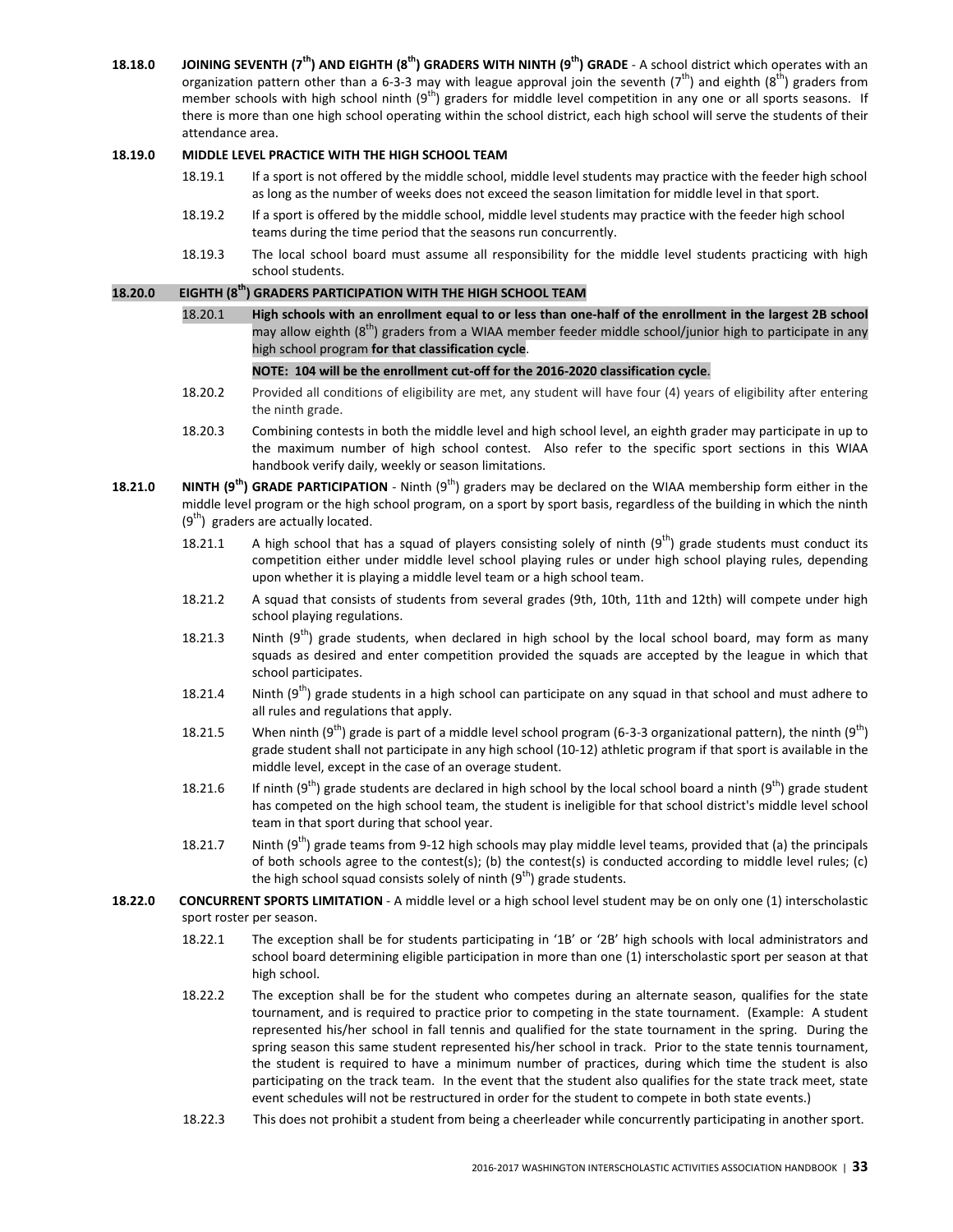**18.18.0 JOINING SEVENTH (7th) AND EIGHTH (8th) GRADERS WITH NINTH (9th) GRADE** - A school district which operates with an organization pattern other than a 6-3-3 may with league approval join the seventh (7th) and eighth (8th) graders from member schools with high school ninth (9th) graders for middle level competition in any one or all sports seasons. If there is more than one high school operating within the school district, each high school will serve the students of their attendance area.

**18.19.0 MIDDLE LEVEL PRACTICE WITH THE HIGH SCHOOL TEAM**

18.19.1 If a sport is not offered by the middle school, middle level students may practice with the feeder high school as long as the number of weeks does not exceed the season limitation for middle level in that sport.

18.19.2 If a sport is offered by the middle school, middle level students may practice with the feeder high school teams during the time period that the seasons run concurrently.

18.19.3 The local school board must assume all responsibility for the middle level students practicing with high school students.

**18.20.0 EIGHTH (8th) GRADERS PARTICIPATION WITH THE HIGH SCHOOL TEAM**

18.20.1 **High schools with an enrollment equal to or less than one-half of the enrollment in the largest 2B school** may allow eighth (8th) graders from a WIAA member feeder middle school/junior high to participate in any high school program **for that classification cycle**.

**NOTE: 104 will be the enrollment cut-off for the 2016-2020 classification cycle**.

18.20.2 Provided all conditions of eligibility are met, any student will have four (4) years of eligibility after entering the ninth grade.

18.20.3 Combining contests in both the middle level and high school level, an eighth grader may participate in up to the maximum number of high school contest. Also refer to the specific sport sections in this WIAA handbook verify daily, weekly or season limitations.

**18.21.0 NINTH (9th) GRADE PARTICIPATION** - Ninth (9th) graders may be declared on the WIAA membership form either in the middle level program or the high school program, on a sport by sport basis, regardless of the building in which the ninth (9th) graders are actually located.

18.21.1 A high school that has a squad of players consisting solely of ninth (9th) grade students must conduct its competition either under middle level school playing rules or under high school playing rules, depending upon whether it is playing a middle level team or a high school team.

18.21.2 A squad that consists of students from several grades (9th, 10th, 11th and 12th) will compete under high school playing regulations.

18.21.3 Ninth (9th) grade students, when declared in high school by the local school board, may form as many squads as desired and enter competition provided the squads are accepted by the league in which that school participates.

18.21.4 Ninth (9th) grade students in a high school can participate on any squad in that school and must adhere to all rules and regulations that apply.

18.21.5 When ninth (9th) grade is part of a middle level school program (6-3-3 organizational pattern), the ninth (9th) grade student shall not participate in any high school (10-12) athletic program if that sport is available in the middle level, except in the case of an overage student.

18.21.6 If ninth (9th) grade students are declared in high school by the local school board a ninth (9th) grade student has competed on the high school team, the student is ineligible for that school district's middle level school team in that sport during that school year.

18.21.7 Ninth (9th) grade teams from 9-12 high schools may play middle level teams, provided that (a) the principals of both schools agree to the contest(s); (b) the contest(s) is conducted according to middle level rules; (c) the high school squad consists solely of ninth (9th) grade students.

**18.22.0 CONCURRENT SPORTS LIMITATION** - A middle level or a high school level student may be on only one (1) interscholastic sport roster per season.

18.22.1 The exception shall be for students participating in '1B' or '2B' high schools with local administrators and school board determining eligible participation in more than one (1) interscholastic sport per season at that high school.

18.22.2 The exception shall be for the student who competes during an alternate season, qualifies for the state tournament, and is required to practice prior to competing in the state tournament. (Example: A student represented his/her school in fall tennis and qualified for the state tournament in the spring. During the spring season this same student represented his/her school in track. Prior to the state tennis tournament, the student is required to have a minimum number of practices, during which time the student is also participating on the track team. In the event that the student also qualifies for the state track meet, state event schedules will not be restructured in order for the student to compete in both state events.)

18.22.3 This does not prohibit a student from being a cheerleader while concurrently participating in another sport.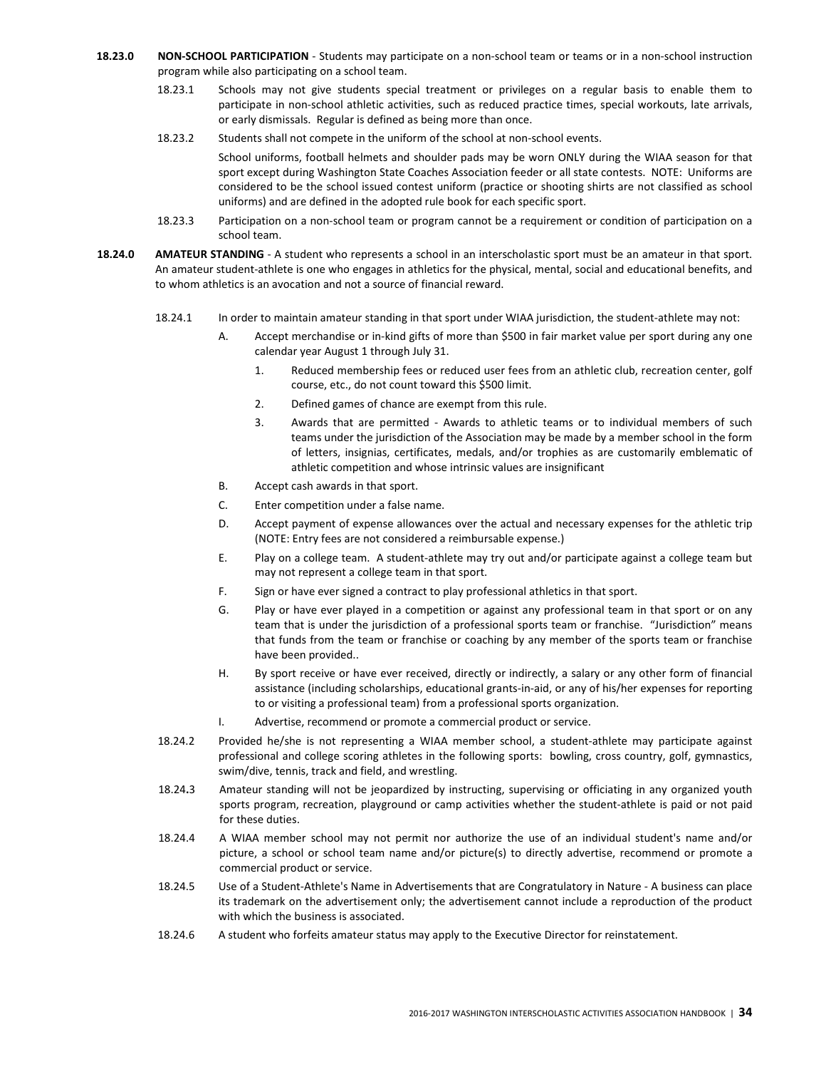**18.23.0 NON-SCHOOL PARTICIPATION** - Students may participate on a non-school team or teams or in a non-school instruction program while also participating on a school team.

18.23.1 Schools may not give students special treatment or privileges on a regular basis to enable them to participate in non-school athletic activities, such as reduced practice times, special workouts, late arrivals, or early dismissals. Regular is defined as being more than once.

18.23.2 Students shall not compete in the uniform of the school at non-school events.

School uniforms, football helmets and shoulder pads may be worn ONLY during the WIAA season for that sport except during Washington State Coaches Association feeder or all state contests. NOTE: Uniforms are considered to be the school issued contest uniform (practice or shooting shirts are not classified as school uniforms) and are defined in the adopted rule book for each specific sport.

18.23.3 Participation on a non-school team or program cannot be a requirement or condition of participation on a school team.

**18.24.0 AMATEUR STANDING** - A student who represents a school in an interscholastic sport must be an amateur in that sport. An amateur student-athlete is one who engages in athletics for the physical, mental, social and educational benefits, and to whom athletics is an avocation and not a source of financial reward.

18.24.1 In order to maintain amateur standing in that sport under WIAA jurisdiction, the student-athlete may not:

A. Accept merchandise or in-kind gifts of more than $500 in fair market value per sport during any one calendar year August 1 through July 31.

1. Reduced membership fees or reduced user fees from an athletic club, recreation center, golf course, etc., do not count toward this $500 limit.
2. Defined games of chance are exempt from this rule.
3. Awards that are permitted - Awards to athletic teams or to individual members of such teams under the jurisdiction of the Association may be made by a member school in the form of letters, insignias, certificates, medals, and/or trophies as are customarily emblematic of athletic competition and whose intrinsic values are insignificant

B. Accept cash awards in that sport.

C. Enter competition under a false name.

D. Accept payment of expense allowances over the actual and necessary expenses for the athletic trip (NOTE: Entry fees are not considered a reimbursable expense.)

E. Play on a college team. A student-athlete may try out and/or participate against a college team but may not represent a college team in that sport.

F. Sign or have ever signed a contract to play professional athletics in that sport.

G. Play or have ever played in a competition or against any professional team in that sport or on any team that is under the jurisdiction of a professional sports team or franchise. "Jurisdiction" means that funds from the team or franchise or coaching by any member of the sports team or franchise have been provided..

H. By sport receive or have ever received, directly or indirectly, a salary or any other form of financial assistance (including scholarships, educational grants-in-aid, or any of his/her expenses for reporting to or visiting a professional team) from a professional sports organization.

I. Advertise, recommend or promote a commercial product or service.

18.24.2 Provided he/she is not representing a WIAA member school, a student-athlete may participate against professional and college scoring athletes in the following sports: bowling, cross country, golf, gymnastics, swim/dive, tennis, track and field, and wrestling.

18.24.3 Amateur standing will not be jeopardized by instructing, supervising or officiating in any organized youth sports program, recreation, playground or camp activities whether the student-athlete is paid or not paid for these duties.

18.24.4 A WIAA member school may not permit nor authorize the use of an individual student's name and/or picture, a school or school team name and/or picture(s) to directly advertise, recommend or promote a commercial product or service.

18.24.5 Use of a Student-Athlete's Name in Advertisements that are Congratulatory in Nature - A business can place its trademark on the advertisement only; the advertisement cannot include a reproduction of the product with which the business is associated.

18.24.6 A student who forfeits amateur status may apply to the Executive Director for reinstatement.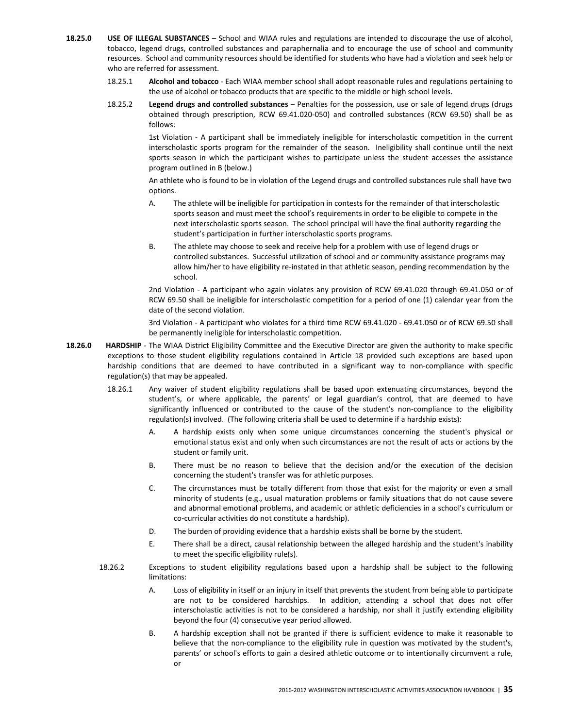**18.25.0 USE OF ILLEGAL SUBSTANCES** – School and WIAA rules and regulations are intended to discourage the use of alcohol, tobacco, legend drugs, controlled substances and paraphernalia and to encourage the use of school and community resources. School and community resources should be identified for students who have had a violation and seek help or who are referred for assessment.

18.25.1 **Alcohol and tobacco** - Each WIAA member school shall adopt reasonable rules and regulations pertaining to the use of alcohol or tobacco products that are specific to the middle or high school levels.

18.25.2 **Legend drugs and controlled substances** – Penalties for the possession, use or sale of legend drugs (drugs obtained through prescription, RCW 69.41.020-050) and controlled substances (RCW 69.50) shall be as follows:

1st Violation - A participant shall be immediately ineligible for interscholastic competition in the current interscholastic sports program for the remainder of the season. Ineligibility shall continue until the next sports season in which the participant wishes to participate unless the student accesses the assistance program outlined in B (below.)

An athlete who is found to be in violation of the Legend drugs and controlled substances rule shall have two options.

A. The athlete will be ineligible for participation in contests for the remainder of that interscholastic sports season and must meet the school's requirements in order to be eligible to compete in the next interscholastic sports season. The school principal will have the final authority regarding the student's participation in further interscholastic sports programs.

B. The athlete may choose to seek and receive help for a problem with use of legend drugs or controlled substances. Successful utilization of school and or community assistance programs may allow him/her to have eligibility re-instated in that athletic season, pending recommendation by the school.

2nd Violation - A participant who again violates any provision of RCW 69.41.020 through 69.41.050 or of RCW 69.50 shall be ineligible for interscholastic competition for a period of one (1) calendar year from the date of the second violation.

3rd Violation - A participant who violates for a third time RCW 69.41.020 - 69.41.050 or of RCW 69.50 shall be permanently ineligible for interscholastic competition.

**18.26.0 HARDSHIP** - The WIAA District Eligibility Committee and the Executive Director are given the authority to make specific exceptions to those student eligibility regulations contained in Article 18 provided such exceptions are based upon hardship conditions that are deemed to have contributed in a significant way to non-compliance with specific regulation(s) that may be appealed.

18.26.1 Any waiver of student eligibility regulations shall be based upon extenuating circumstances, beyond the student's, or where applicable, the parents' or legal guardian's control, that are deemed to have significantly influenced or contributed to the cause of the student's non-compliance to the eligibility regulation(s) involved. (The following criteria shall be used to determine if a hardship exists):

A. A hardship exists only when some unique circumstances concerning the student's physical or emotional status exist and only when such circumstances are not the result of acts or actions by the student or family unit.

B. There must be no reason to believe that the decision and/or the execution of the decision concerning the student's transfer was for athletic purposes.

C. The circumstances must be totally different from those that exist for the majority or even a small minority of students (e.g., usual maturation problems or family situations that do not cause severe and abnormal emotional problems, and academic or athletic deficiencies in a school's curriculum or co-curricular activities do not constitute a hardship).

D. The burden of providing evidence that a hardship exists shall be borne by the student.

E. There shall be a direct, causal relationship between the alleged hardship and the student's inability to meet the specific eligibility rule(s).

18.26.2 Exceptions to student eligibility regulations based upon a hardship shall be subject to the following limitations:

A. Loss of eligibility in itself or an injury in itself that prevents the student from being able to participate are not to be considered hardships. In addition, attending a school that does not offer interscholastic activities is not to be considered a hardship, nor shall it justify extending eligibility beyond the four (4) consecutive year period allowed.

B. A hardship exception shall not be granted if there is sufficient evidence to make it reasonable to believe that the non-compliance to the eligibility rule in question was motivated by the student's, parents' or school's efforts to gain a desired athletic outcome or to intentionally circumvent a rule, or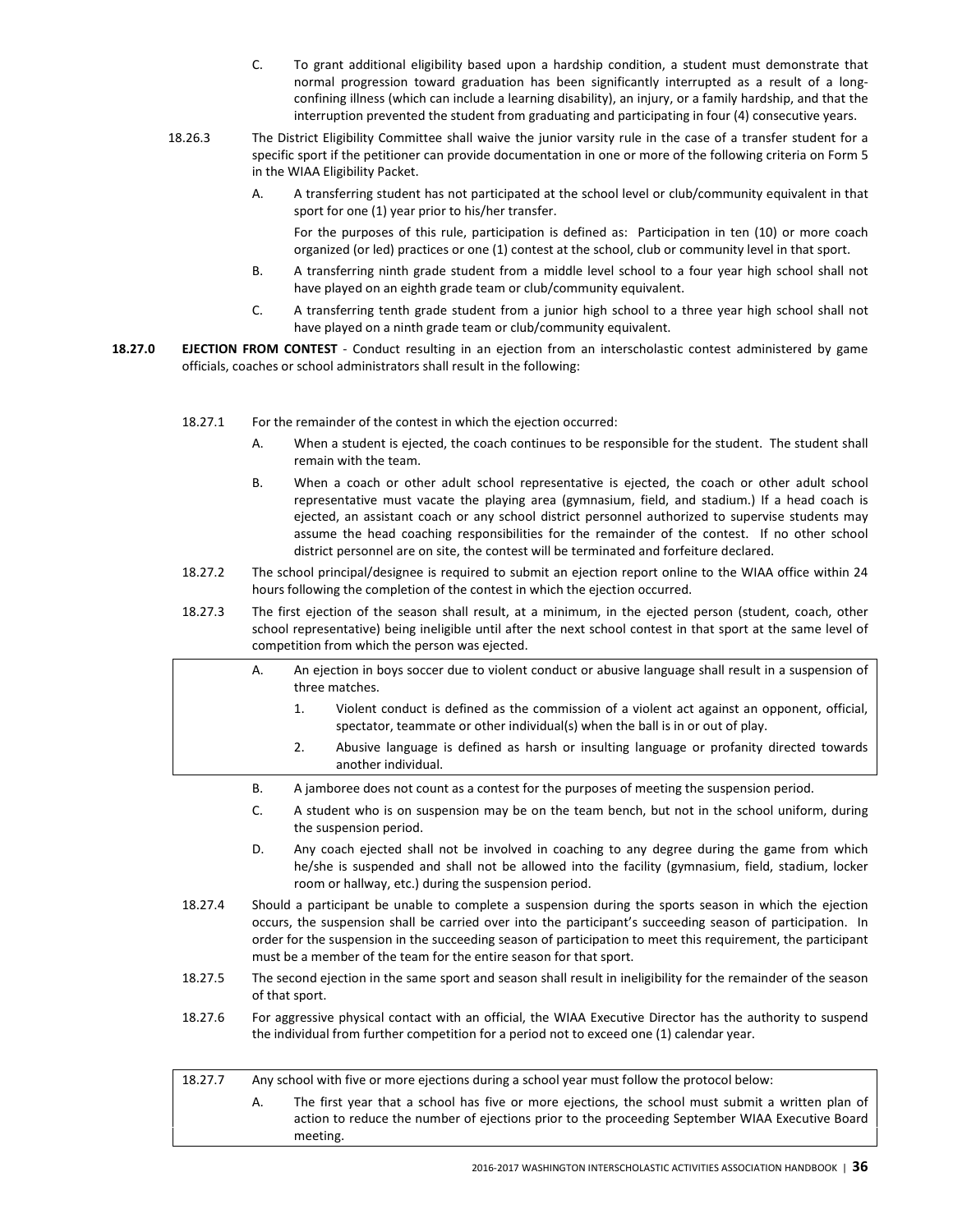C. To grant additional eligibility based upon a hardship condition, a student must demonstrate that normal progression toward graduation has been significantly interrupted as a result of a long-confining illness (which can include a learning disability), an injury, or a family hardship, and that the interruption prevented the student from graduating and participating in four (4) consecutive years.

18.26.3 The District Eligibility Committee shall waive the junior varsity rule in the case of a transfer student for a specific sport if the petitioner can provide documentation in one or more of the following criteria on Form 5 in the WIAA Eligibility Packet.

A. A transferring student has not participated at the school level or club/community equivalent in that sport for one (1) year prior to his/her transfer.

For the purposes of this rule, participation is defined as: Participation in ten (10) or more coach organized (or led) practices or one (1) contest at the school, club or community level in that sport.

B. A transferring ninth grade student from a middle level school to a four year high school shall not have played on an eighth grade team or club/community equivalent.

C. A transferring tenth grade student from a junior high school to a three year high school shall not have played on a ninth grade team or club/community equivalent.

**18.27.0 EJECTION FROM CONTEST** - Conduct resulting in an ejection from an interscholastic contest administered by game officials, coaches or school administrators shall result in the following:

18.27.1 For the remainder of the contest in which the ejection occurred:

A. When a student is ejected, the coach continues to be responsible for the student. The student shall remain with the team.

B. When a coach or other adult school representative is ejected, the coach or other adult school representative must vacate the playing area (gymnasium, field, and stadium.) If a head coach is ejected, an assistant coach or any school district personnel authorized to supervise students may assume the head coaching responsibilities for the remainder of the contest. If no other school district personnel are on site, the contest will be terminated and forfeiture declared.

18.27.2 The school principal/designee is required to submit an ejection report online to the WIAA office within 24 hours following the completion of the contest in which the ejection occurred.

18.27.3 The first ejection of the season shall result, at a minimum, in the ejected person (student, coach, other school representative) being ineligible until after the next school contest in that sport at the same level of competition from which the person was ejected.

A. An ejection in boys soccer due to violent conduct or abusive language shall result in a suspension of three matches.

1. Violent conduct is defined as the commission of a violent act against an opponent, official, spectator, teammate or other individual(s) when the ball is in or out of play.

2. Abusive language is defined as harsh or insulting language or profanity directed towards another individual.

B. A jamboree does not count as a contest for the purposes of meeting the suspension period.

C. A student who is on suspension may be on the team bench, but not in the school uniform, during the suspension period.

D. Any coach ejected shall not be involved in coaching to any degree during the game from which he/she is suspended and shall not be allowed into the facility (gymnasium, field, stadium, locker room or hallway, etc.) during the suspension period.

18.27.4 Should a participant be unable to complete a suspension during the sports season in which the ejection occurs, the suspension shall be carried over into the participant's succeeding season of participation. In order for the suspension in the succeeding season of participation to meet this requirement, the participant must be a member of the team for the entire season for that sport.

18.27.5 The second ejection in the same sport and season shall result in ineligibility for the remainder of the season of that sport.

18.27.6 For aggressive physical contact with an official, the WIAA Executive Director has the authority to suspend the individual from further competition for a period not to exceed one (1) calendar year.

18.27.7 Any school with five or more ejections during a school year must follow the protocol below:

A. The first year that a school has five or more ejections, the school must submit a written plan of action to reduce the number of ejections prior to the proceeding September WIAA Executive Board meeting.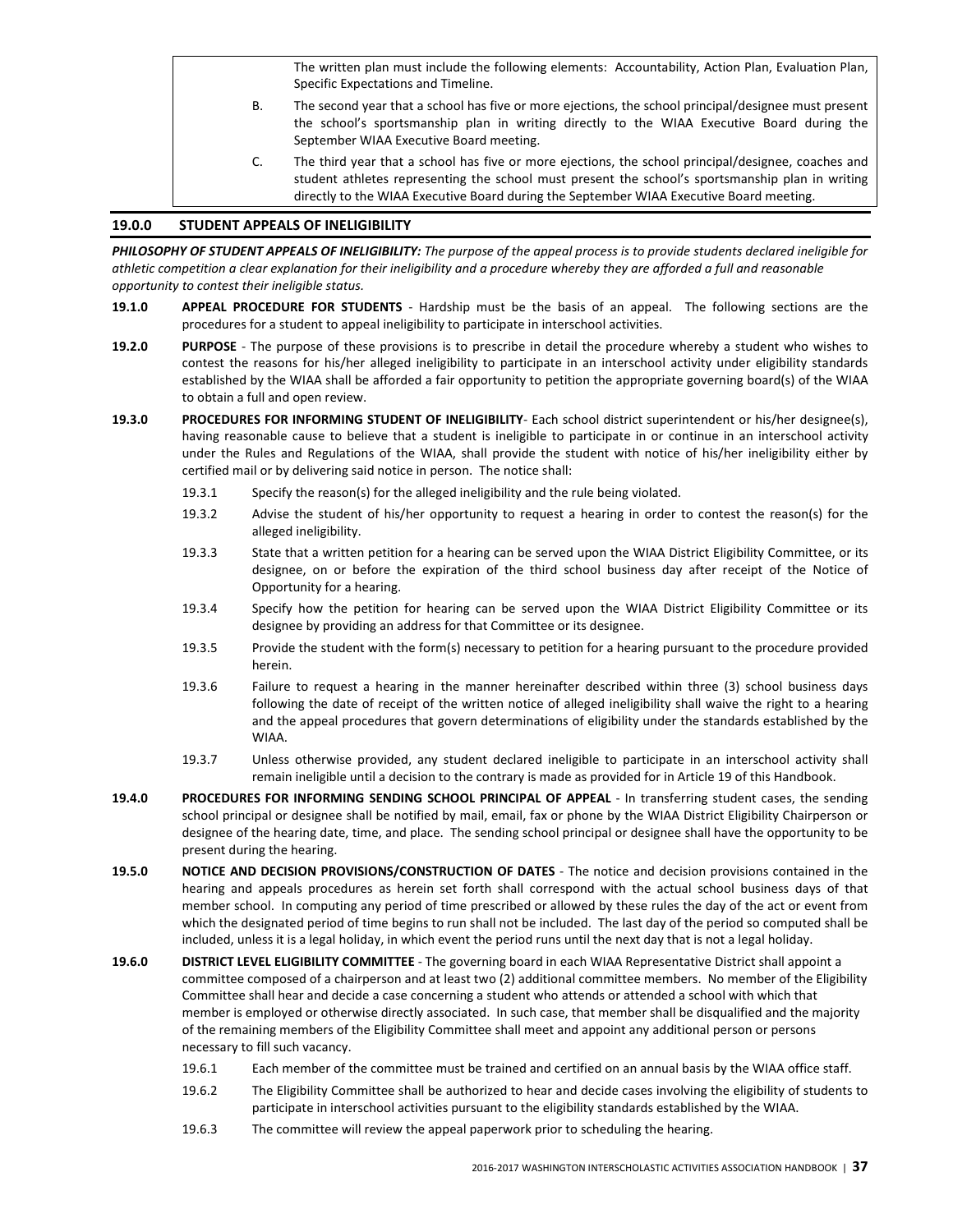The written plan must include the following elements: Accountability, Action Plan, Evaluation Plan, Specific Expectations and Timeline.

B. The second year that a school has five or more ejections, the school principal/designee must present the school's sportsmanship plan in writing directly to the WIAA Executive Board during the September WIAA Executive Board meeting.

C. The third year that a school has five or more ejections, the school principal/designee, coaches and student athletes representing the school must present the school's sportsmanship plan in writing directly to the WIAA Executive Board during the September WIAA Executive Board meeting.

## 19.0.0 STUDENT APPEALS OF INELIGIBILITY

***PHILOSOPHY OF STUDENT APPEALS OF INELIGIBILITY:*** *The purpose of the appeal process is to provide students declared ineligible for athletic competition a clear explanation for their ineligibility and a procedure whereby they are afforded a full and reasonable opportunity to contest their ineligible status.*

**19.1.0 APPEAL PROCEDURE FOR STUDENTS** - Hardship must be the basis of an appeal. The following sections are the procedures for a student to appeal ineligibility to participate in interschool activities.

**19.2.0 PURPOSE** - The purpose of these provisions is to prescribe in detail the procedure whereby a student who wishes to contest the reasons for his/her alleged ineligibility to participate in an interschool activity under eligibility standards established by the WIAA shall be afforded a fair opportunity to petition the appropriate governing board(s) of the WIAA to obtain a full and open review.

**19.3.0 PROCEDURES FOR INFORMING STUDENT OF INELIGIBILITY**- Each school district superintendent or his/her designee(s), having reasonable cause to believe that a student is ineligible to participate in or continue in an interschool activity under the Rules and Regulations of the WIAA, shall provide the student with notice of his/her ineligibility either by certified mail or by delivering said notice in person. The notice shall:

- 19.3.1 Specify the reason(s) for the alleged ineligibility and the rule being violated.
- 19.3.2 Advise the student of his/her opportunity to request a hearing in order to contest the reason(s) for the alleged ineligibility.
- 19.3.3 State that a written petition for a hearing can be served upon the WIAA District Eligibility Committee, or its designee, on or before the expiration of the third school business day after receipt of the Notice of Opportunity for a hearing.
- 19.3.4 Specify how the petition for hearing can be served upon the WIAA District Eligibility Committee or its designee by providing an address for that Committee or its designee.
- 19.3.5 Provide the student with the form(s) necessary to petition for a hearing pursuant to the procedure provided herein.
- 19.3.6 Failure to request a hearing in the manner hereinafter described within three (3) school business days following the date of receipt of the written notice of alleged ineligibility shall waive the right to a hearing and the appeal procedures that govern determinations of eligibility under the standards established by the WIAA.
- 19.3.7 Unless otherwise provided, any student declared ineligible to participate in an interschool activity shall remain ineligible until a decision to the contrary is made as provided for in Article 19 of this Handbook.

**19.4.0 PROCEDURES FOR INFORMING SENDING SCHOOL PRINCIPAL OF APPEAL** - In transferring student cases, the sending school principal or designee shall be notified by mail, email, fax or phone by the WIAA District Eligibility Chairperson or designee of the hearing date, time, and place. The sending school principal or designee shall have the opportunity to be present during the hearing.

**19.5.0 NOTICE AND DECISION PROVISIONS/CONSTRUCTION OF DATES** - The notice and decision provisions contained in the hearing and appeals procedures as herein set forth shall correspond with the actual school business days of that member school. In computing any period of time prescribed or allowed by these rules the day of the act or event from which the designated period of time begins to run shall not be included. The last day of the period so computed shall be included, unless it is a legal holiday, in which event the period runs until the next day that is not a legal holiday.

**19.6.0 DISTRICT LEVEL ELIGIBILITY COMMITTEE** - The governing board in each WIAA Representative District shall appoint a committee composed of a chairperson and at least two (2) additional committee members. No member of the Eligibility Committee shall hear and decide a case concerning a student who attends or attended a school with which that member is employed or otherwise directly associated. In such case, that member shall be disqualified and the majority of the remaining members of the Eligibility Committee shall meet and appoint any additional person or persons necessary to fill such vacancy.

- 19.6.1 Each member of the committee must be trained and certified on an annual basis by the WIAA office staff.
- 19.6.2 The Eligibility Committee shall be authorized to hear and decide cases involving the eligibility of students to participate in interschool activities pursuant to the eligibility standards established by the WIAA.
- 19.6.3 The committee will review the appeal paperwork prior to scheduling the hearing.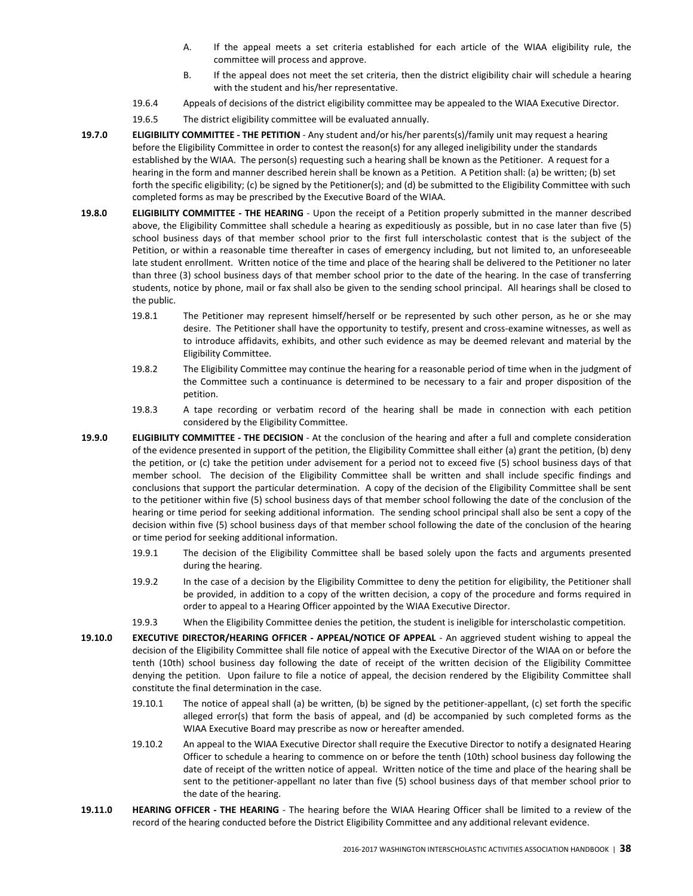A. If the appeal meets a set criteria established for each article of the WIAA eligibility rule, the committee will process and approve.

B. If the appeal does not meet the set criteria, then the district eligibility chair will schedule a hearing with the student and his/her representative.

19.6.4 Appeals of decisions of the district eligibility committee may be appealed to the WIAA Executive Director.

19.6.5 The district eligibility committee will be evaluated annually.

**19.7.0 ELIGIBILITY COMMITTEE - THE PETITION** - Any student and/or his/her parents(s)/family unit may request a hearing before the Eligibility Committee in order to contest the reason(s) for any alleged ineligibility under the standards established by the WIAA. The person(s) requesting such a hearing shall be known as the Petitioner. A request for a hearing in the form and manner described herein shall be known as a Petition. A Petition shall: (a) be written; (b) set forth the specific eligibility; (c) be signed by the Petitioner(s); and (d) be submitted to the Eligibility Committee with such completed forms as may be prescribed by the Executive Board of the WIAA.

**19.8.0 ELIGIBILITY COMMITTEE - THE HEARING** - Upon the receipt of a Petition properly submitted in the manner described above, the Eligibility Committee shall schedule a hearing as expeditiously as possible, but in no case later than five (5) school business days of that member school prior to the first full interscholastic contest that is the subject of the Petition, or within a reasonable time thereafter in cases of emergency including, but not limited to, an unforeseeable late student enrollment. Written notice of the time and place of the hearing shall be delivered to the Petitioner no later than three (3) school business days of that member school prior to the date of the hearing. In the case of transferring students, notice by phone, mail or fax shall also be given to the sending school principal. All hearings shall be closed to the public.

19.8.1 The Petitioner may represent himself/herself or be represented by such other person, as he or she may desire. The Petitioner shall have the opportunity to testify, present and cross-examine witnesses, as well as to introduce affidavits, exhibits, and other such evidence as may be deemed relevant and material by the Eligibility Committee.

19.8.2 The Eligibility Committee may continue the hearing for a reasonable period of time when in the judgment of the Committee such a continuance is determined to be necessary to a fair and proper disposition of the petition.

19.8.3 A tape recording or verbatim record of the hearing shall be made in connection with each petition considered by the Eligibility Committee.

**19.9.0 ELIGIBILITY COMMITTEE - THE DECISION** - At the conclusion of the hearing and after a full and complete consideration of the evidence presented in support of the petition, the Eligibility Committee shall either (a) grant the petition, (b) deny the petition, or (c) take the petition under advisement for a period not to exceed five (5) school business days of that member school. The decision of the Eligibility Committee shall be written and shall include specific findings and conclusions that support the particular determination. A copy of the decision of the Eligibility Committee shall be sent to the petitioner within five (5) school business days of that member school following the date of the conclusion of the hearing or time period for seeking additional information. The sending school principal shall also be sent a copy of the decision within five (5) school business days of that member school following the date of the conclusion of the hearing or time period for seeking additional information.

19.9.1 The decision of the Eligibility Committee shall be based solely upon the facts and arguments presented during the hearing.

19.9.2 In the case of a decision by the Eligibility Committee to deny the petition for eligibility, the Petitioner shall be provided, in addition to a copy of the written decision, a copy of the procedure and forms required in order to appeal to a Hearing Officer appointed by the WIAA Executive Director.

19.9.3 When the Eligibility Committee denies the petition, the student is ineligible for interscholastic competition.

**19.10.0 EXECUTIVE DIRECTOR/HEARING OFFICER - APPEAL/NOTICE OF APPEAL** - An aggrieved student wishing to appeal the decision of the Eligibility Committee shall file notice of appeal with the Executive Director of the WIAA on or before the tenth (10th) school business day following the date of receipt of the written decision of the Eligibility Committee denying the petition. Upon failure to file a notice of appeal, the decision rendered by the Eligibility Committee shall constitute the final determination in the case.

19.10.1 The notice of appeal shall (a) be written, (b) be signed by the petitioner-appellant, (c) set forth the specific alleged error(s) that form the basis of appeal, and (d) be accompanied by such completed forms as the WIAA Executive Board may prescribe as now or hereafter amended.

19.10.2 An appeal to the WIAA Executive Director shall require the Executive Director to notify a designated Hearing Officer to schedule a hearing to commence on or before the tenth (10th) school business day following the date of receipt of the written notice of appeal. Written notice of the time and place of the hearing shall be sent to the petitioner-appellant no later than five (5) school business days of that member school prior to the date of the hearing.

**19.11.0 HEARING OFFICER - THE HEARING** - The hearing before the WIAA Hearing Officer shall be limited to a review of the record of the hearing conducted before the District Eligibility Committee and any additional relevant evidence.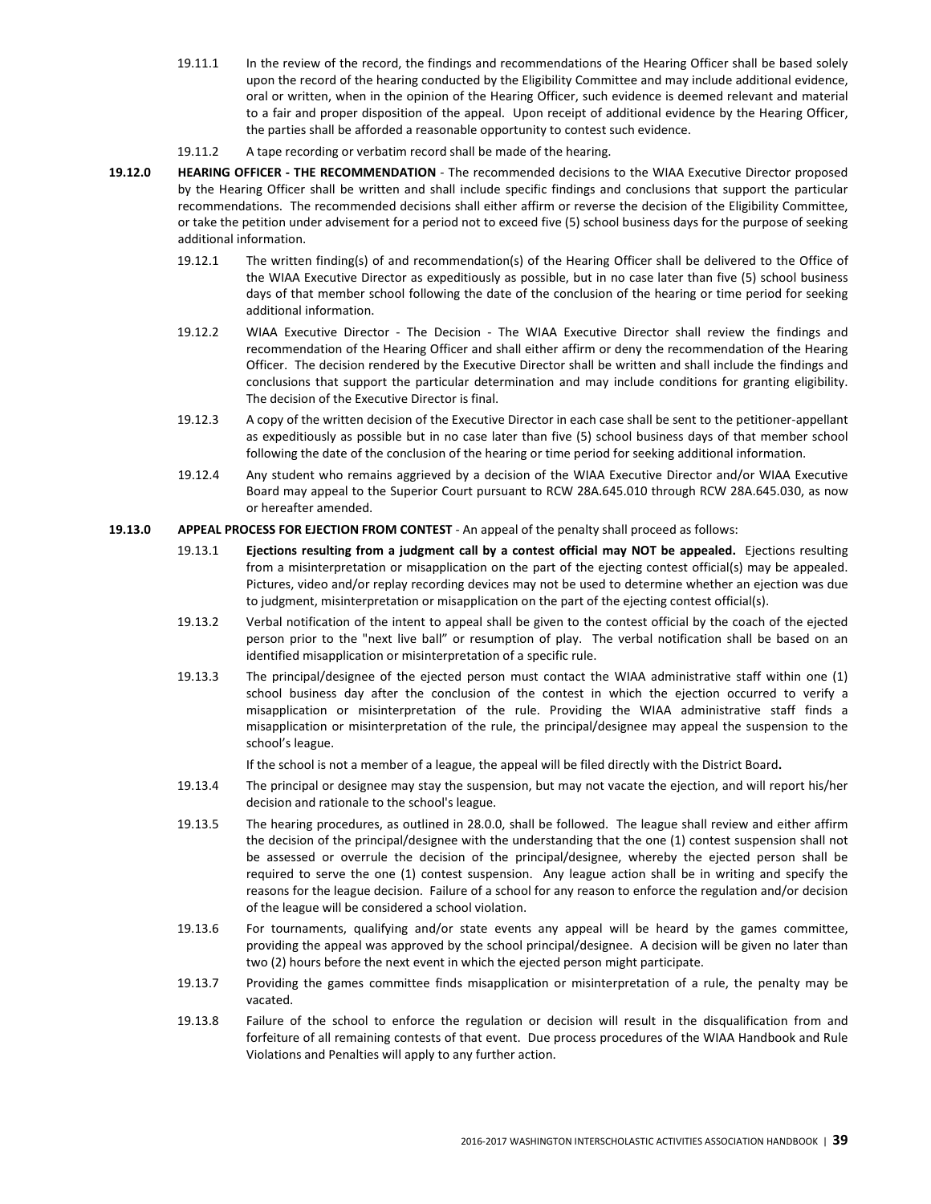19.11.1 In the review of the record, the findings and recommendations of the Hearing Officer shall be based solely upon the record of the hearing conducted by the Eligibility Committee and may include additional evidence, oral or written, when in the opinion of the Hearing Officer, such evidence is deemed relevant and material to a fair and proper disposition of the appeal. Upon receipt of additional evidence by the Hearing Officer, the parties shall be afforded a reasonable opportunity to contest such evidence.

19.11.2 A tape recording or verbatim record shall be made of the hearing.

**19.12.0 HEARING OFFICER - THE RECOMMENDATION** - The recommended decisions to the WIAA Executive Director proposed by the Hearing Officer shall be written and shall include specific findings and conclusions that support the particular recommendations. The recommended decisions shall either affirm or reverse the decision of the Eligibility Committee, or take the petition under advisement for a period not to exceed five (5) school business days for the purpose of seeking additional information.

19.12.1 The written finding(s) of and recommendation(s) of the Hearing Officer shall be delivered to the Office of the WIAA Executive Director as expeditiously as possible, but in no case later than five (5) school business days of that member school following the date of the conclusion of the hearing or time period for seeking additional information.

19.12.2 WIAA Executive Director - The Decision - The WIAA Executive Director shall review the findings and recommendation of the Hearing Officer and shall either affirm or deny the recommendation of the Hearing Officer. The decision rendered by the Executive Director shall be written and shall include the findings and conclusions that support the particular determination and may include conditions for granting eligibility. The decision of the Executive Director is final.

19.12.3 A copy of the written decision of the Executive Director in each case shall be sent to the petitioner-appellant as expeditiously as possible but in no case later than five (5) school business days of that member school following the date of the conclusion of the hearing or time period for seeking additional information.

19.12.4 Any student who remains aggrieved by a decision of the WIAA Executive Director and/or WIAA Executive Board may appeal to the Superior Court pursuant to RCW 28A.645.010 through RCW 28A.645.030, as now or hereafter amended.

**19.13.0 APPEAL PROCESS FOR EJECTION FROM CONTEST** - An appeal of the penalty shall proceed as follows:

19.13.1 **Ejections resulting from a judgment call by a contest official may NOT be appealed.** Ejections resulting from a misinterpretation or misapplication on the part of the ejecting contest official(s) may be appealed. Pictures, video and/or replay recording devices may not be used to determine whether an ejection was due to judgment, misinterpretation or misapplication on the part of the ejecting contest official(s).

19.13.2 Verbal notification of the intent to appeal shall be given to the contest official by the coach of the ejected person prior to the "next live ball" or resumption of play. The verbal notification shall be based on an identified misapplication or misinterpretation of a specific rule.

19.13.3 The principal/designee of the ejected person must contact the WIAA administrative staff within one (1) school business day after the conclusion of the contest in which the ejection occurred to verify a misapplication or misinterpretation of the rule. Providing the WIAA administrative staff finds a misapplication or misinterpretation of the rule, the principal/designee may appeal the suspension to the school's league.

If the school is not a member of a league, the appeal will be filed directly with the District Board**.**

19.13.4 The principal or designee may stay the suspension, but may not vacate the ejection, and will report his/her decision and rationale to the school's league.

19.13.5 The hearing procedures, as outlined in 28.0.0, shall be followed. The league shall review and either affirm the decision of the principal/designee with the understanding that the one (1) contest suspension shall not be assessed or overrule the decision of the principal/designee, whereby the ejected person shall be required to serve the one (1) contest suspension. Any league action shall be in writing and specify the reasons for the league decision. Failure of a school for any reason to enforce the regulation and/or decision of the league will be considered a school violation.

19.13.6 For tournaments, qualifying and/or state events any appeal will be heard by the games committee, providing the appeal was approved by the school principal/designee. A decision will be given no later than two (2) hours before the next event in which the ejected person might participate.

19.13.7 Providing the games committee finds misapplication or misinterpretation of a rule, the penalty may be vacated.

19.13.8 Failure of the school to enforce the regulation or decision will result in the disqualification from and forfeiture of all remaining contests of that event. Due process procedures of the WIAA Handbook and Rule Violations and Penalties will apply to any further action.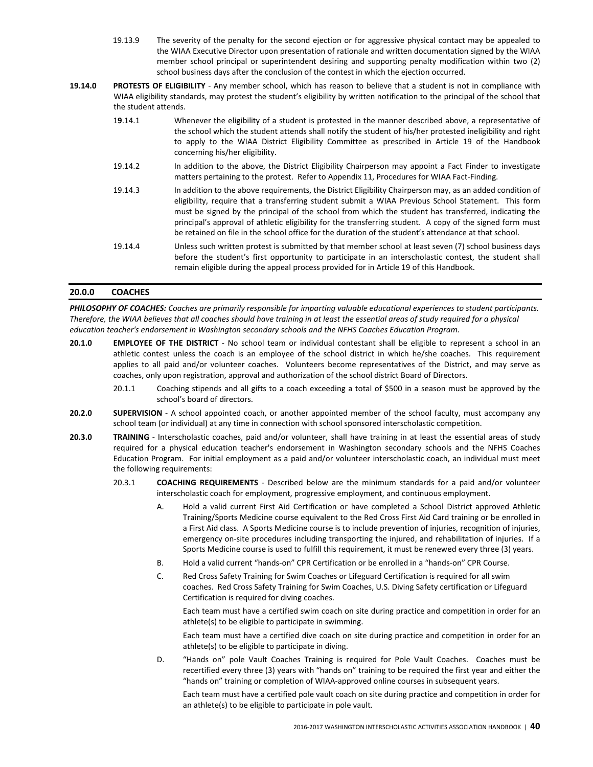19.13.9 The severity of the penalty for the second ejection or for aggressive physical contact may be appealed to the WIAA Executive Director upon presentation of rationale and written documentation signed by the WIAA member school principal or superintendent desiring and supporting penalty modification within two (2) school business days after the conclusion of the contest in which the ejection occurred.

**19.14.0 PROTESTS OF ELIGIBILITY** - Any member school, which has reason to believe that a student is not in compliance with WIAA eligibility standards, may protest the student's eligibility by written notification to the principal of the school that the student attends.

19.14.1 Whenever the eligibility of a student is protested in the manner described above, a representative of the school which the student attends shall notify the student of his/her protested ineligibility and right to apply to the WIAA District Eligibility Committee as prescribed in Article 19 of the Handbook concerning his/her eligibility.

19.14.2 In addition to the above, the District Eligibility Chairperson may appoint a Fact Finder to investigate matters pertaining to the protest. Refer to Appendix 11, Procedures for WIAA Fact-Finding.

19.14.3 In addition to the above requirements, the District Eligibility Chairperson may, as an added condition of eligibility, require that a transferring student submit a WIAA Previous School Statement. This form must be signed by the principal of the school from which the student has transferred, indicating the principal's approval of athletic eligibility for the transferring student. A copy of the signed form must be retained on file in the school office for the duration of the student's attendance at that school.

19.14.4 Unless such written protest is submitted by that member school at least seven (7) school business days before the student's first opportunity to participate in an interscholastic contest, the student shall remain eligible during the appeal process provided for in Article 19 of this Handbook.

## 20.0.0 COACHES

***PHILOSOPHY OF COACHES:*** *Coaches are primarily responsible for imparting valuable educational experiences to student participants. Therefore, the WIAA believes that all coaches should have training in at least the essential areas of study required for a physical education teacher's endorsement in Washington secondary schools and the NFHS Coaches Education Program.*

**20.1.0 EMPLOYEE OF THE DISTRICT** - No school team or individual contestant shall be eligible to represent a school in an athletic contest unless the coach is an employee of the school district in which he/she coaches. This requirement applies to all paid and/or volunteer coaches. Volunteers become representatives of the District, and may serve as coaches, only upon registration, approval and authorization of the school district Board of Directors.

20.1.1 Coaching stipends and all gifts to a coach exceeding a total of $500 in a season must be approved by the school's board of directors.

**20.2.0 SUPERVISION** - A school appointed coach, or another appointed member of the school faculty, must accompany any school team (or individual) at any time in connection with school sponsored interscholastic competition.

**20.3.0 TRAINING** - Interscholastic coaches, paid and/or volunteer, shall have training in at least the essential areas of study required for a physical education teacher's endorsement in Washington secondary schools and the NFHS Coaches Education Program. For initial employment as a paid and/or volunteer interscholastic coach, an individual must meet the following requirements:

20.3.1 **COACHING REQUIREMENTS** - Described below are the minimum standards for a paid and/or volunteer interscholastic coach for employment, progressive employment, and continuous employment.

A. Hold a valid current First Aid Certification or have completed a School District approved Athletic Training/Sports Medicine course equivalent to the Red Cross First Aid Card training or be enrolled in a First Aid class. A Sports Medicine course is to include prevention of injuries, recognition of injuries, emergency on-site procedures including transporting the injured, and rehabilitation of injuries. If a Sports Medicine course is used to fulfill this requirement, it must be renewed every three (3) years.

B. Hold a valid current "hands-on" CPR Certification or be enrolled in a "hands-on" CPR Course.

C. Red Cross Safety Training for Swim Coaches or Lifeguard Certification is required for all swim coaches. Red Cross Safety Training for Swim Coaches, U.S. Diving Safety certification or Lifeguard Certification is required for diving coaches.

Each team must have a certified swim coach on site during practice and competition in order for an athlete(s) to be eligible to participate in swimming.

Each team must have a certified dive coach on site during practice and competition in order for an athlete(s) to be eligible to participate in diving.

D. "Hands on" pole Vault Coaches Training is required for Pole Vault Coaches. Coaches must be recertified every three (3) years with "hands on" training to be required the first year and either the "hands on" training or completion of WIAA-approved online courses in subsequent years.

Each team must have a certified pole vault coach on site during practice and competition in order for an athlete(s) to be eligible to participate in pole vault.